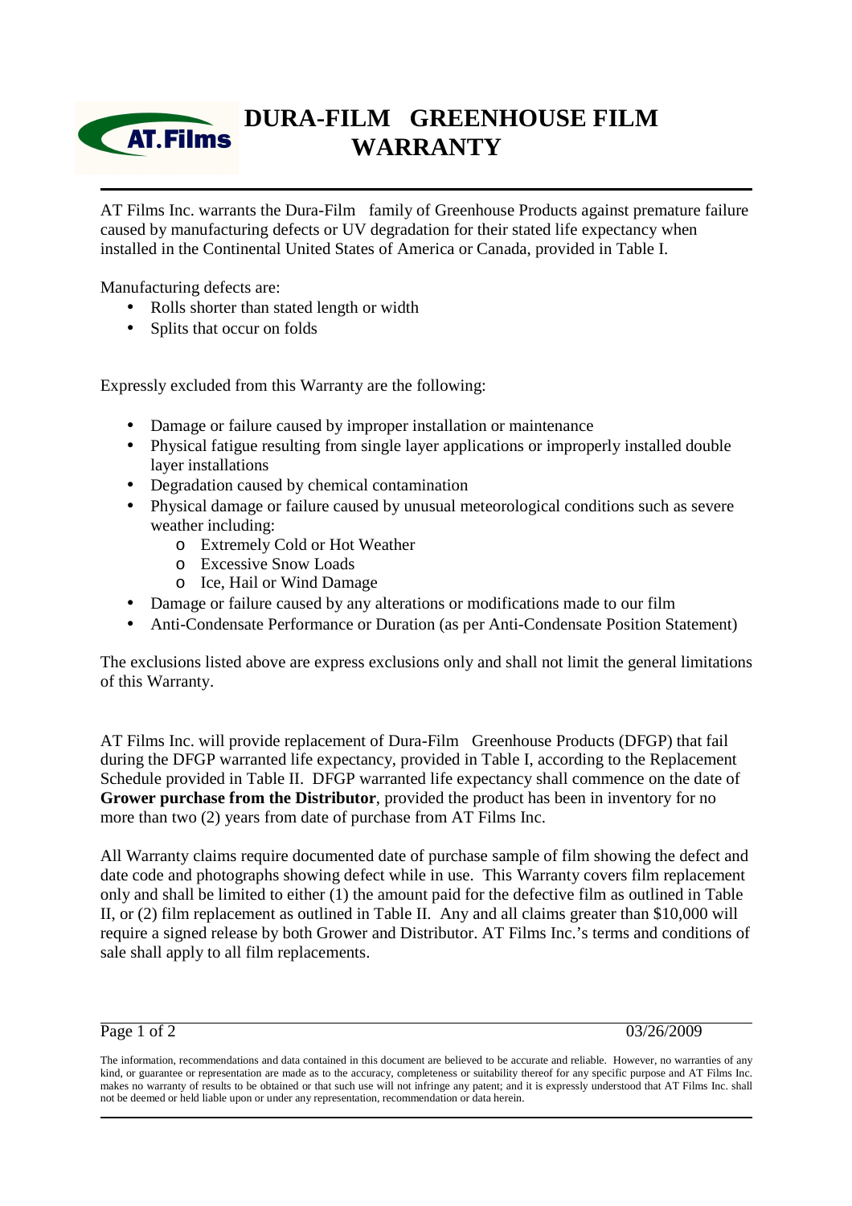# DURA-FILM GREENHOUSE FILM WARRANTY

AT Films Inc. warrants the Dura-Film family of Greenhouse Products against premature failure caused by manufacturing defects or UV degradation for their stated life expectancy when installed in the Continental United States of America or Canada, provided in Table I.

Manufacturing defects are:

- Rolls shorter than stated length or width
- Splits that occur on folds

Expressly excluded from this Warranty are the following:

- Damage or failure caused by improper installation or maintenance
- Physical fatigue resulting from single layer applications or improperly installed double layer installations
- Degradation caused by chemical contamination
- Physical damage or failure caused by unusual meteorological conditions such as severe weather including:
  - Extremely Cold or Hot Weather
  - Excessive Snow Loads
  - Ice, Hail or Wind Damage
- Damage or failure caused by any alterations or modifications made to our film
- Anti-Condensate Performance or Duration (as per Anti-Condensate Position Statement)

The exclusions listed above are express exclusions only and shall not limit the general limitations of this Warranty.

AT Films Inc. will provide replacement of Dura-Film Greenhouse Products (DFGP) that fail during the DFGP warranted life expectancy, provided in Table I, according to the Replacement Schedule provided in Table II. DFGP warranted life expectancy shall commence on the date of **Grower purchase from the Distributor**, provided the product has been in inventory for no more than two (2) years from date of purchase from AT Films Inc.

All Warranty claims require documented date of purchase sample of film showing the defect and date code and photographs showing defect while in use. This Warranty covers film replacement only and shall be limited to either (1) the amount paid for the defective film as outlined in Table II, or (2) film replacement as outlined in Table II. Any and all claims greater than $10,000 will require a signed release by both Grower and Distributor. AT Films Inc.'s terms and conditions of sale shall apply to all film replacements.

03/26/2009

The information, recommendations and data contained in this document are believed to be accurate and reliable. However, no warranties of any kind, or guarantee or representation are made as to the accuracy, completeness or suitability thereof for any specific purpose and AT Films Inc. makes no warranty of results to be obtained or that such use will not infringe any patent; and it is expressly understood that AT Films Inc. shall not be deemed or held liable upon or under any representation, recommendation or data herein.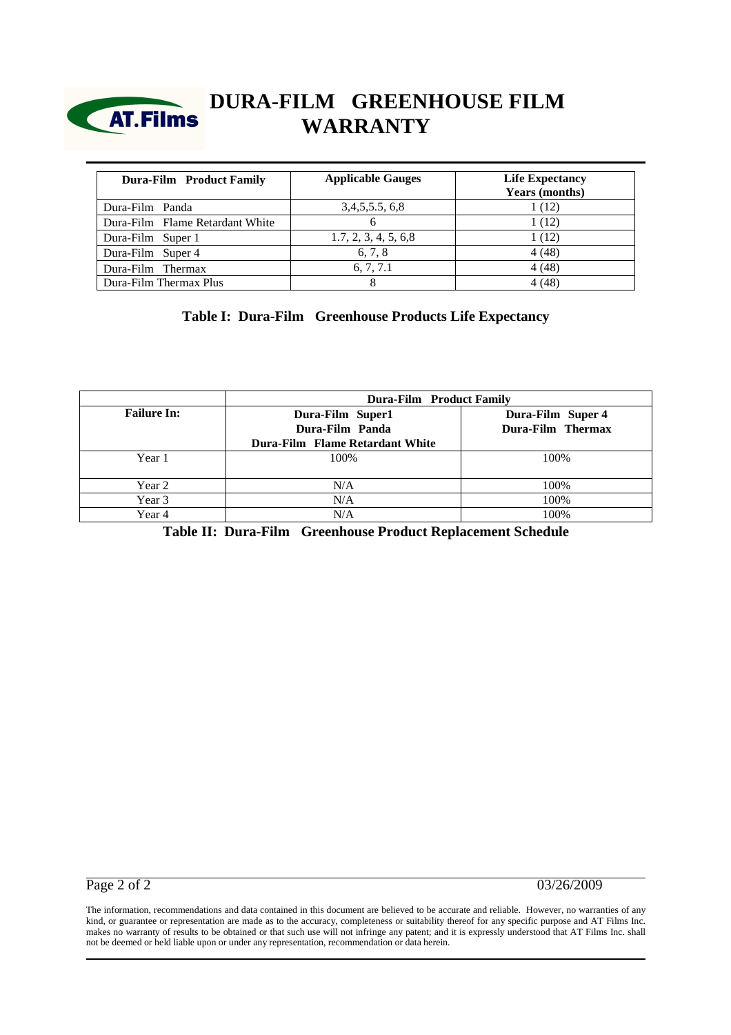# DURA-FILM GREENHOUSE FILM WARRANTY

| Dura-Film Product Family | Applicable Gauges | Life Expectancy Years (months) |
|---|---|---|
| Dura-Film Panda | 3,4,5,5.5, 6,8 | 1 (12) |
| Dura-Film Flame Retardant White | 6 | 1 (12) |
| Dura-Film Super 1 | 1.7, 2, 3, 4, 5, 6,8 | 1 (12) |
| Dura-Film Super 4 | 6, 7, 8 | 4 (48) |
| Dura-Film Thermax | 6, 7, 7.1 | 4 (48) |
| Dura-Film Thermax Plus | 8 | 4 (48) |

**Table I: Dura-Film Greenhouse Products Life Expectancy**

| | Dura-Film Product Family | |
|---|---|---|
| **Failure In:** | **Dura-Film Super1 Dura-Film Panda Dura-Film Flame Retardant White** | **Dura-Film Super 4 Dura-Film Thermax** |
| Year 1 | 100% | 100% |
| Year 2 | N/A | 100% |
| Year 3 | N/A | 100% |
| Year 4 | N/A | 100% |

**Table II: Dura-Film Greenhouse Product Replacement Schedule**

03/26/2009

The information, recommendations and data contained in this document are believed to be accurate and reliable. However, no warranties of any kind, or guarantee or representation are made as to the accuracy, completeness or suitability thereof for any specific purpose and AT Films Inc. makes no warranty of results to be obtained or that such use will not infringe any patent; and it is expressly understood that AT Films Inc. shall not be deemed or held liable upon or under any representation, recommendation or data herein.